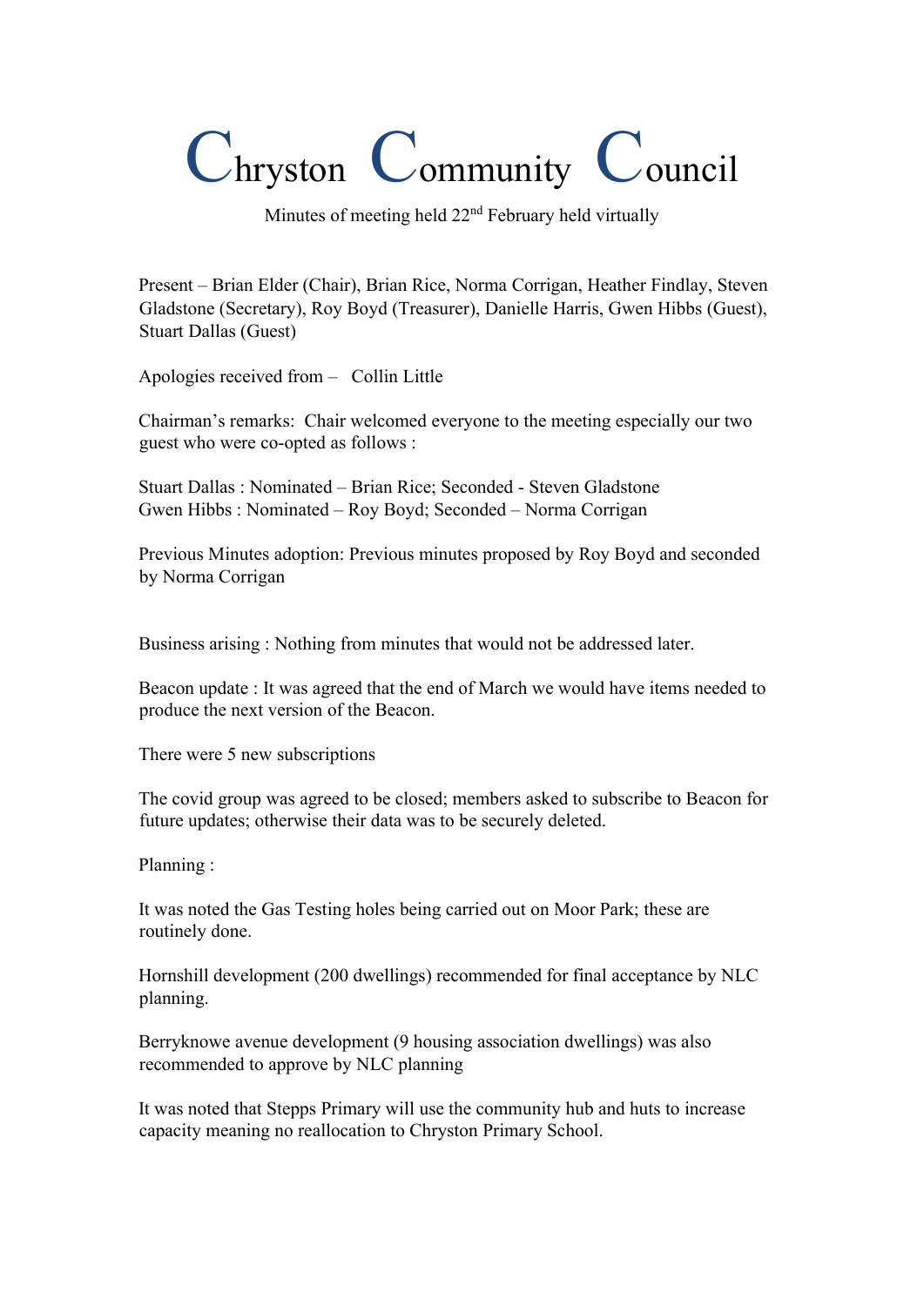# Chryston Community Council

Minutes of meeting held 22nd February held virtually

Present – Brian Elder (Chair), Brian Rice, Norma Corrigan, Heather Findlay, Steven Gladstone (Secretary), Roy Boyd (Treasurer), Danielle Harris, Gwen Hibbs (Guest), Stuart Dallas (Guest)

Apologies received from – Collin Little

Chairman's remarks: Chair welcomed everyone to the meeting especially our two guest who were co-opted as follows :

Stuart Dallas : Nominated – Brian Rice; Seconded - Steven Gladstone
Gwen Hibbs : Nominated – Roy Boyd; Seconded – Norma Corrigan

Previous Minutes adoption: Previous minutes proposed by Roy Boyd and seconded by Norma Corrigan

Business arising : Nothing from minutes that would not be addressed later.

Beacon update : It was agreed that the end of March we would have items needed to produce the next version of the Beacon.

There were 5 new subscriptions

The covid group was agreed to be closed; members asked to subscribe to Beacon for future updates; otherwise their data was to be securely deleted.

Planning :

It was noted the Gas Testing holes being carried out on Moor Park; these are routinely done.

Hornshill development (200 dwellings) recommended for final acceptance by NLC planning.

Berryknowe avenue development (9 housing association dwellings) was also recommended to approve by NLC planning

It was noted that Stepps Primary will use the community hub and huts to increase capacity meaning no reallocation to Chryston Primary School.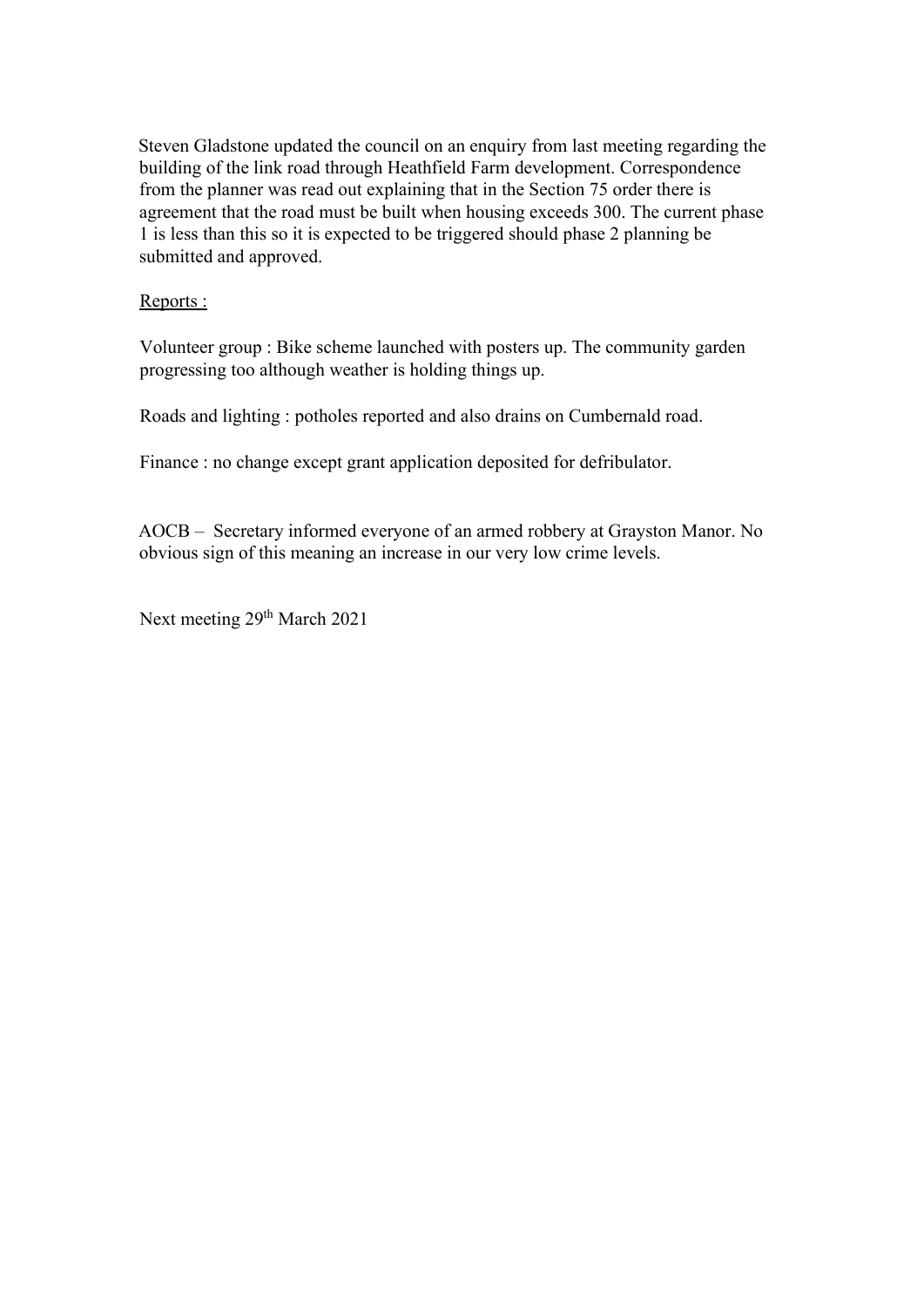Steven Gladstone updated the council on an enquiry from last meeting regarding the building of the link road through Heathfield Farm development. Correspondence from the planner was read out explaining that in the Section 75 order there is agreement that the road must be built when housing exceeds 300. The current phase 1 is less than this so it is expected to be triggered should phase 2 planning be submitted and approved.

<u>Reports :</u>

Volunteer group : Bike scheme launched with posters up. The community garden progressing too although weather is holding things up.

Roads and lighting : potholes reported and also drains on Cumbernald road.

Finance : no change except grant application deposited for defribulator.

AOCB – Secretary informed everyone of an armed robbery at Grayston Manor. No obvious sign of this meaning an increase in our very low crime levels.

Next meeting 29th March 2021